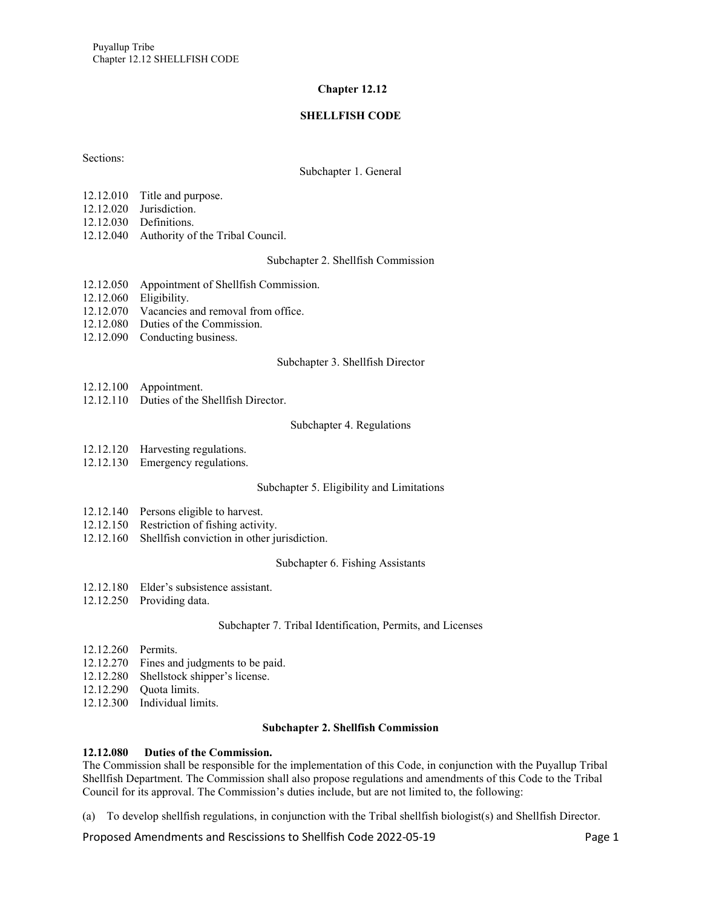# Chapter 12.12

## SHELLFISH CODE

Sections:

Subchapter 1. General

12.12.010 Title and purpose.
12.12.020 Jurisdiction.
12.12.030 Definitions.
12.12.040 Authority of the Tribal Council.

Subchapter 2. Shellfish Commission

12.12.050 Appointment of Shellfish Commission.
12.12.060 Eligibility.
12.12.070 Vacancies and removal from office.
12.12.080 Duties of the Commission.
12.12.090 Conducting business.

Subchapter 3. Shellfish Director

12.12.100 Appointment.
12.12.110 Duties of the Shellfish Director.

Subchapter 4. Regulations

12.12.120 Harvesting regulations.
12.12.130 Emergency regulations.

Subchapter 5. Eligibility and Limitations

12.12.140 Persons eligible to harvest.
12.12.150 Restriction of fishing activity.
12.12.160 Shellfish conviction in other jurisdiction.

Subchapter 6. Fishing Assistants

12.12.180 Elder's subsistence assistant.
12.12.250 Providing data.

Subchapter 7. Tribal Identification, Permits, and Licenses

12.12.260 Permits.
12.12.270 Fines and judgments to be paid.
12.12.280 Shellstock shipper's license.
12.12.290 Quota limits.
12.12.300 Individual limits.

### Subchapter 2. Shellfish Commission

**12.12.080 Duties of the Commission.**
The Commission shall be responsible for the implementation of this Code, in conjunction with the Puyallup Tribal Shellfish Department. The Commission shall also propose regulations and amendments of this Code to the Tribal Council for its approval. The Commission's duties include, but are not limited to, the following:

(a) To develop shellfish regulations, in conjunction with the Tribal shellfish biologist(s) and Shellfish Director.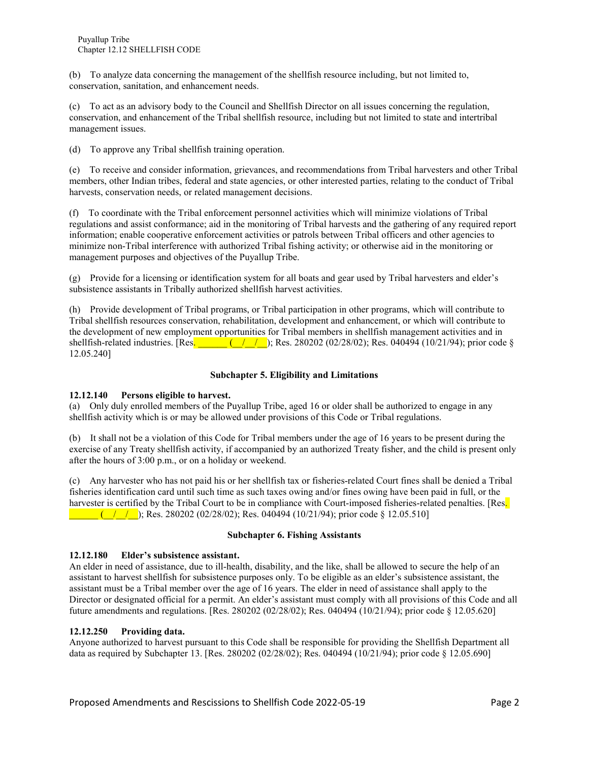(b) To analyze data concerning the management of the shellfish resource including, but not limited to, conservation, sanitation, and enhancement needs.

(c) To act as an advisory body to the Council and Shellfish Director on all issues concerning the regulation, conservation, and enhancement of the Tribal shellfish resource, including but not limited to state and intertribal management issues.

(d) To approve any Tribal shellfish training operation.

(e) To receive and consider information, grievances, and recommendations from Tribal harvesters and other Tribal members, other Indian tribes, federal and state agencies, or other interested parties, relating to the conduct of Tribal harvests, conservation needs, or related management decisions.

(f) To coordinate with the Tribal enforcement personnel activities which will minimize violations of Tribal regulations and assist conformance; aid in the monitoring of Tribal harvests and the gathering of any required report information; enable cooperative enforcement activities or patrols between Tribal officers and other agencies to minimize non-Tribal interference with authorized Tribal fishing activity; or otherwise aid in the monitoring or management purposes and objectives of the Puyallup Tribe.

(g) Provide for a licensing or identification system for all boats and gear used by Tribal harvesters and elder's subsistence assistants in Tribally authorized shellfish harvest activities.

(h) Provide development of Tribal programs, or Tribal participation in other programs, which will contribute to Tribal shellfish resources conservation, rehabilitation, development and enhancement, or which will contribute to the development of new employment opportunities for Tribal members in shellfish management activities and in shellfish-related industries. [Res. ______ (__/__/__); Res. 280202 (02/28/02); Res. 040494 (10/21/94); prior code § 12.05.240]

### Subchapter 5. Eligibility and Limitations

**12.12.140 Persons eligible to harvest.**

(a) Only duly enrolled members of the Puyallup Tribe, aged 16 or older shall be authorized to engage in any shellfish activity which is or may be allowed under provisions of this Code or Tribal regulations.

(b) It shall not be a violation of this Code for Tribal members under the age of 16 years to be present during the exercise of any Treaty shellfish activity, if accompanied by an authorized Treaty fisher, and the child is present only after the hours of 3:00 p.m., or on a holiday or weekend.

(c) Any harvester who has not paid his or her shellfish tax or fisheries-related Court fines shall be denied a Tribal fisheries identification card until such time as such taxes owing and/or fines owing have been paid in full, or the harvester is certified by the Tribal Court to be in compliance with Court-imposed fisheries-related penalties. [Res. ______ (__/__/__); Res. 280202 (02/28/02); Res. 040494 (10/21/94); prior code § 12.05.510]

### Subchapter 6. Fishing Assistants

**12.12.180 Elder's subsistence assistant.**

An elder in need of assistance, due to ill-health, disability, and the like, shall be allowed to secure the help of an assistant to harvest shellfish for subsistence purposes only. To be eligible as an elder's subsistence assistant, the assistant must be a Tribal member over the age of 16 years. The elder in need of assistance shall apply to the Director or designated official for a permit. An elder's assistant must comply with all provisions of this Code and all future amendments and regulations. [Res. 280202 (02/28/02); Res. 040494 (10/21/94); prior code § 12.05.620]

**12.12.250 Providing data.**

Anyone authorized to harvest pursuant to this Code shall be responsible for providing the Shellfish Department all data as required by Subchapter 13. [Res. 280202 (02/28/02); Res. 040494 (10/21/94); prior code § 12.05.690]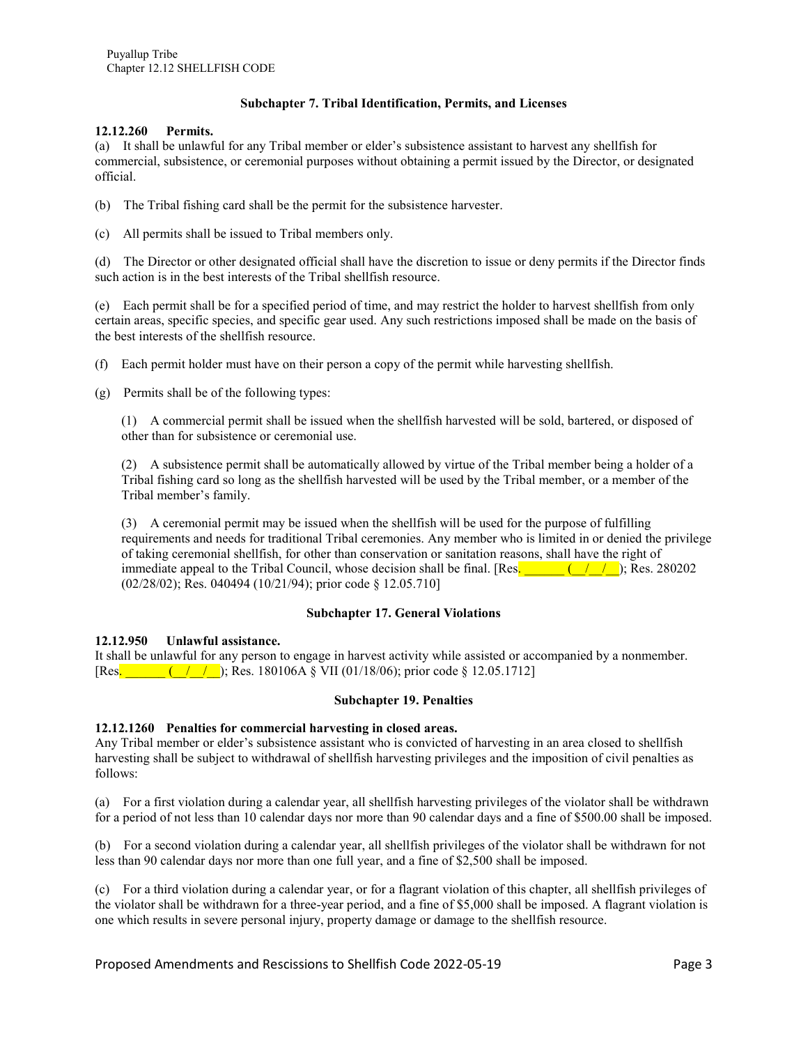### Subchapter 7. Tribal Identification, Permits, and Licenses

**12.12.260 Permits.**

(a) It shall be unlawful for any Tribal member or elder's subsistence assistant to harvest any shellfish for commercial, subsistence, or ceremonial purposes without obtaining a permit issued by the Director, or designated official.

(b) The Tribal fishing card shall be the permit for the subsistence harvester.

(c) All permits shall be issued to Tribal members only.

(d) The Director or other designated official shall have the discretion to issue or deny permits if the Director finds such action is in the best interests of the Tribal shellfish resource.

(e) Each permit shall be for a specified period of time, and may restrict the holder to harvest shellfish from only certain areas, specific species, and specific gear used. Any such restrictions imposed shall be made on the basis of the best interests of the shellfish resource.

(f) Each permit holder must have on their person a copy of the permit while harvesting shellfish.

(g) Permits shall be of the following types:

(1) A commercial permit shall be issued when the shellfish harvested will be sold, bartered, or disposed of other than for subsistence or ceremonial use.

(2) A subsistence permit shall be automatically allowed by virtue of the Tribal member being a holder of a Tribal fishing card so long as the shellfish harvested will be used by the Tribal member, or a member of the Tribal member's family.

(3) A ceremonial permit may be issued when the shellfish will be used for the purpose of fulfilling requirements and needs for traditional Tribal ceremonies. Any member who is limited in or denied the privilege of taking ceremonial shellfish, for other than conservation or sanitation reasons, shall have the right of immediate appeal to the Tribal Council, whose decision shall be final. [Res. ______ (__/__/__); Res. 280202 (02/28/02); Res. 040494 (10/21/94); prior code § 12.05.710]

### Subchapter 17. General Violations

**12.12.950 Unlawful assistance.**

It shall be unlawful for any person to engage in harvest activity while assisted or accompanied by a nonmember. [Res. ______ (__/__/__); Res. 180106A § VII (01/18/06); prior code § 12.05.1712]

### Subchapter 19. Penalties

**12.12.1260 Penalties for commercial harvesting in closed areas.**

Any Tribal member or elder's subsistence assistant who is convicted of harvesting in an area closed to shellfish harvesting shall be subject to withdrawal of shellfish harvesting privileges and the imposition of civil penalties as follows:

(a) For a first violation during a calendar year, all shellfish harvesting privileges of the violator shall be withdrawn for a period of not less than 10 calendar days nor more than 90 calendar days and a fine of $500.00 shall be imposed.

(b) For a second violation during a calendar year, all shellfish privileges of the violator shall be withdrawn for not less than 90 calendar days nor more than one full year, and a fine of $2,500 shall be imposed.

(c) For a third violation during a calendar year, or for a flagrant violation of this chapter, all shellfish privileges of the violator shall be withdrawn for a three-year period, and a fine of $5,000 shall be imposed. A flagrant violation is one which results in severe personal injury, property damage or damage to the shellfish resource.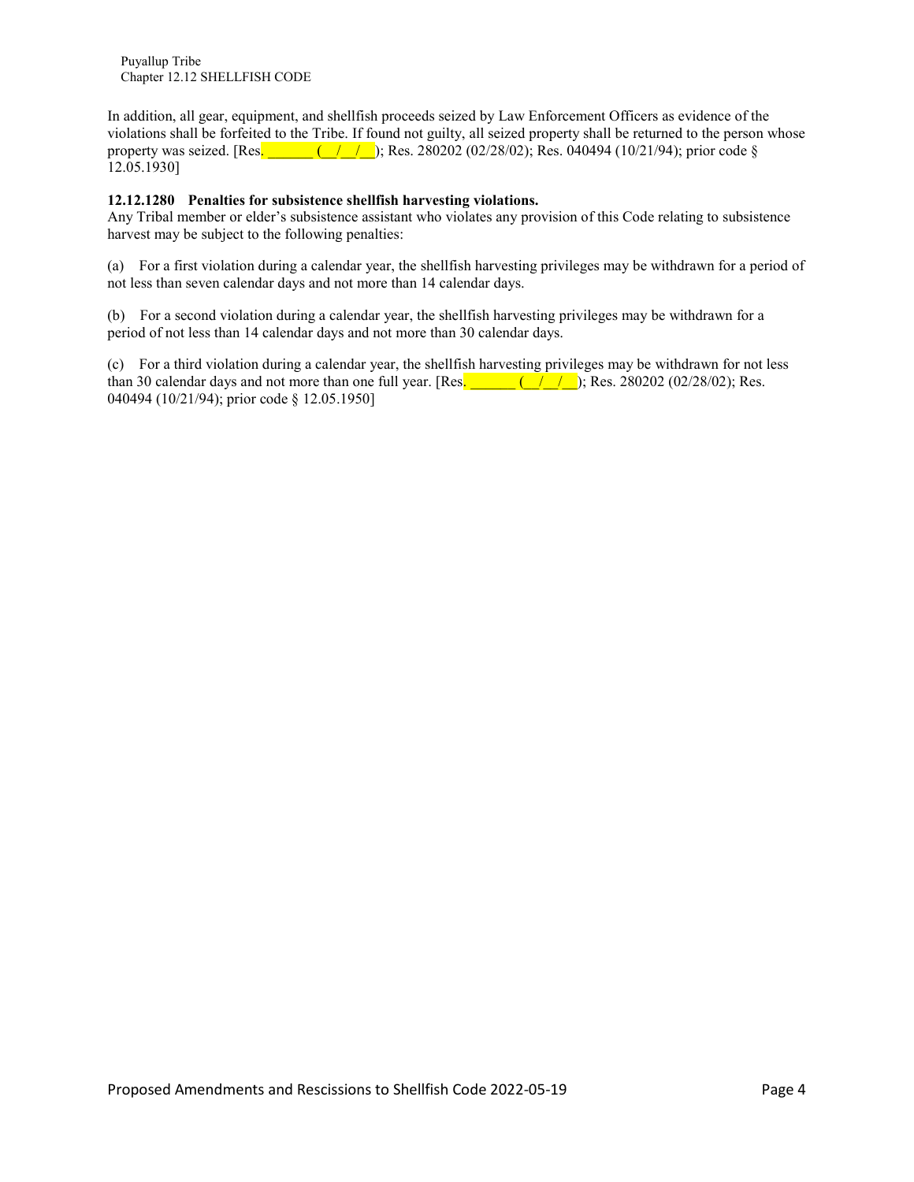In addition, all gear, equipment, and shellfish proceeds seized by Law Enforcement Officers as evidence of the violations shall be forfeited to the Tribe. If found not guilty, all seized property shall be returned to the person whose property was seized. [Res. ______ (__/__/__); Res. 280202 (02/28/02); Res. 040494 (10/21/94); prior code § 12.05.1930]

**12.12.1280 Penalties for subsistence shellfish harvesting violations.**

Any Tribal member or elder's subsistence assistant who violates any provision of this Code relating to subsistence harvest may be subject to the following penalties:

(a) For a first violation during a calendar year, the shellfish harvesting privileges may be withdrawn for a period of not less than seven calendar days and not more than 14 calendar days.

(b) For a second violation during a calendar year, the shellfish harvesting privileges may be withdrawn for a period of not less than 14 calendar days and not more than 30 calendar days.

(c) For a third violation during a calendar year, the shellfish harvesting privileges may be withdrawn for not less than 30 calendar days and not more than one full year. [Res. ______ (__/__/__); Res. 280202 (02/28/02); Res. 040494 (10/21/94); prior code § 12.05.1950]